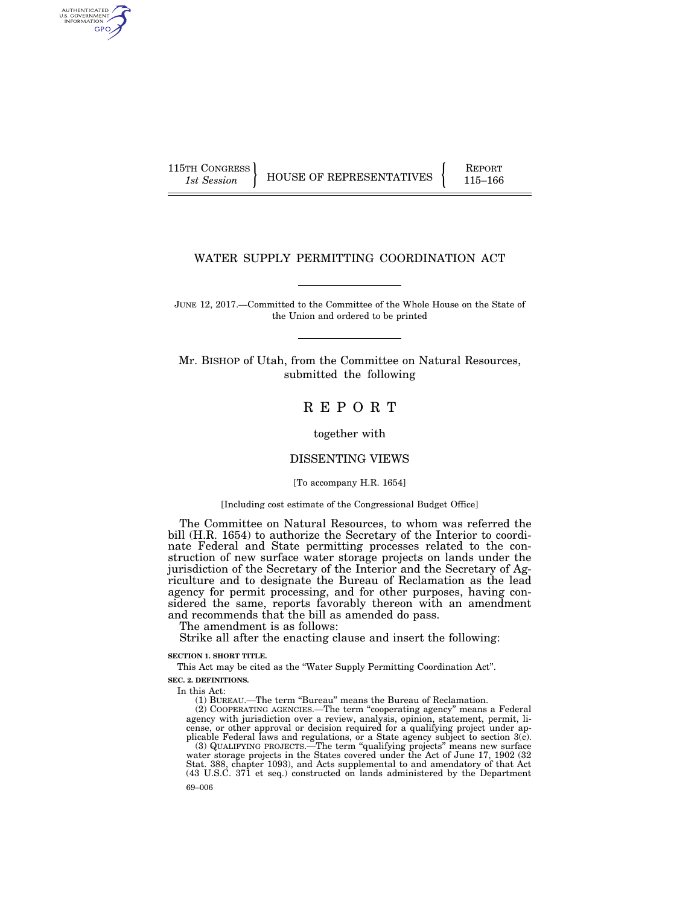115TH CONGRESS
*1st Session*

HOUSE OF REPRESENTATIVES

REPORT
115–166

# WATER SUPPLY PERMITTING COORDINATION ACT

JUNE 12, 2017.—Committed to the Committee of the Whole House on the State of the Union and ordered to be printed

Mr. BISHOP of Utah, from the Committee on Natural Resources, submitted the following

# R E P O R T

together with

## DISSENTING VIEWS

[To accompany H.R. 1654]

[Including cost estimate of the Congressional Budget Office]

The Committee on Natural Resources, to whom was referred the bill (H.R. 1654) to authorize the Secretary of the Interior to coordinate Federal and State permitting processes related to the construction of new surface water storage projects on lands under the jurisdiction of the Secretary of the Interior and the Secretary of Agriculture and to designate the Bureau of Reclamation as the lead agency for permit processing, and for other purposes, having considered the same, reports favorably thereon with an amendment and recommends that the bill as amended do pass.

The amendment is as follows:

Strike all after the enacting clause and insert the following:

**SECTION 1. SHORT TITLE.**

This Act may be cited as the "Water Supply Permitting Coordination Act".

**SEC. 2. DEFINITIONS.**

In this Act:

(1) BUREAU.—The term "Bureau" means the Bureau of Reclamation.

(2) COOPERATING AGENCIES.—The term "cooperating agency" means a Federal agency with jurisdiction over a review, analysis, opinion, statement, permit, license, or other approval or decision required for a qualifying project under applicable Federal laws and regulations, or a State agency subject to section 3(c).

(3) QUALIFYING PROJECTS.—The term "qualifying projects" means new surface water storage projects in the States covered under the Act of June 17, 1902 (32 Stat. 388, chapter 1093), and Acts supplemental to and amendatory of that Act (43 U.S.C. 371 et seq.) constructed on lands administered by the Department

69–006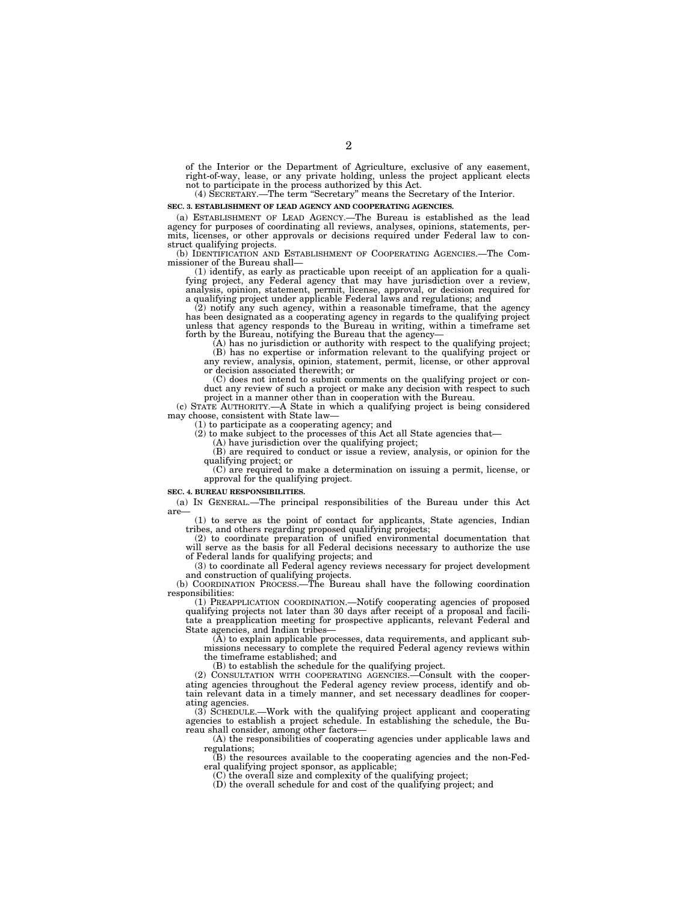of the Interior or the Department of Agriculture, exclusive of any easement, right-of-way, lease, or any private holding, unless the project applicant elects not to participate in the process authorized by this Act.

(4) SECRETARY.—The term "Secretary" means the Secretary of the Interior.

**SEC. 3. ESTABLISHMENT OF LEAD AGENCY AND COOPERATING AGENCIES.**

(a) ESTABLISHMENT OF LEAD AGENCY.—The Bureau is established as the lead agency for purposes of coordinating all reviews, analyses, opinions, statements, permits, licenses, or other approvals or decisions required under Federal law to construct qualifying projects.

(b) IDENTIFICATION AND ESTABLISHMENT OF COOPERATING AGENCIES.—The Commissioner of the Bureau shall—

(1) identify, as early as practicable upon receipt of an application for a qualifying project, any Federal agency that may have jurisdiction over a review, analysis, opinion, statement, permit, license, approval, or decision required for a qualifying project under applicable Federal laws and regulations; and

(2) notify any such agency, within a reasonable timeframe, that the agency has been designated as a cooperating agency in regards to the qualifying project unless that agency responds to the Bureau in writing, within a timeframe set forth by the Bureau, notifying the Bureau that the agency—

(A) has no jurisdiction or authority with respect to the qualifying project;

(B) has no expertise or information relevant to the qualifying project or any review, analysis, opinion, statement, permit, license, or other approval or decision associated therewith; or

(C) does not intend to submit comments on the qualifying project or conduct any review of such a project or make any decision with respect to such project in a manner other than in cooperation with the Bureau.

(c) STATE AUTHORITY.—A State in which a qualifying project is being considered may choose, consistent with State law—

(1) to participate as a cooperating agency; and

(2) to make subject to the processes of this Act all State agencies that—

(A) have jurisdiction over the qualifying project;

(B) are required to conduct or issue a review, analysis, or opinion for the qualifying project; or

(C) are required to make a determination on issuing a permit, license, or approval for the qualifying project.

**SEC. 4. BUREAU RESPONSIBILITIES.**

(a) IN GENERAL.—The principal responsibilities of the Bureau under this Act are—

(1) to serve as the point of contact for applicants, State agencies, Indian tribes, and others regarding proposed qualifying projects;

(2) to coordinate preparation of unified environmental documentation that will serve as the basis for all Federal decisions necessary to authorize the use of Federal lands for qualifying projects; and

(3) to coordinate all Federal agency reviews necessary for project development and construction of qualifying projects.

(b) COORDINATION PROCESS.—The Bureau shall have the following coordination responsibilities:

(1) PREAPPLICATION COORDINATION.—Notify cooperating agencies of proposed qualifying projects not later than 30 days after receipt of a proposal and facilitate a preapplication meeting for prospective applicants, relevant Federal and State agencies, and Indian tribes—

(A) to explain applicable processes, data requirements, and applicant submissions necessary to complete the required Federal agency reviews within the timeframe established; and

(B) to establish the schedule for the qualifying project.

(2) CONSULTATION WITH COOPERATING AGENCIES.—Consult with the cooperating agencies throughout the Federal agency review process, identify and obtain relevant data in a timely manner, and set necessary deadlines for cooperating agencies.

(3) SCHEDULE.—Work with the qualifying project applicant and cooperating agencies to establish a project schedule. In establishing the schedule, the Bureau shall consider, among other factors—

(A) the responsibilities of cooperating agencies under applicable laws and regulations;

(B) the resources available to the cooperating agencies and the non-Federal qualifying project sponsor, as applicable;

(C) the overall size and complexity of the qualifying project;

(D) the overall schedule for and cost of the qualifying project; and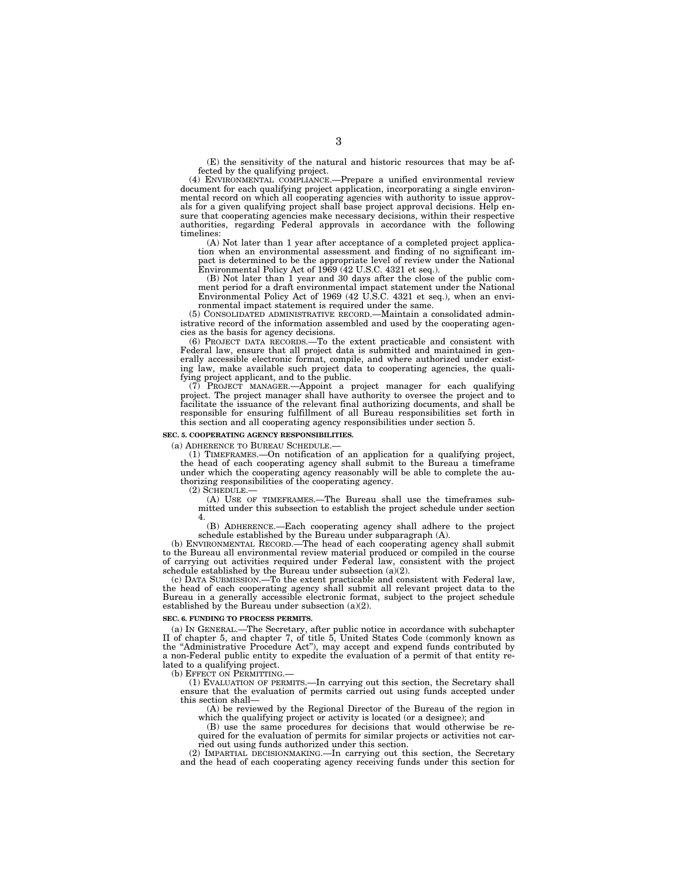(E) the sensitivity of the natural and historic resources that may be affected by the qualifying project.

(4) ENVIRONMENTAL COMPLIANCE.—Prepare a unified environmental review document for each qualifying project application, incorporating a single environmental record on which all cooperating agencies with authority to issue approvals for a given qualifying project shall base project approval decisions. Help ensure that cooperating agencies make necessary decisions, within their respective authorities, regarding Federal approvals in accordance with the following timelines:

(A) Not later than 1 year after acceptance of a completed project application when an environmental assessment and finding of no significant impact is determined to be the appropriate level of review under the National Environmental Policy Act of 1969 (42 U.S.C. 4321 et seq.).

(B) Not later than 1 year and 30 days after the close of the public comment period for a draft environmental impact statement under the National Environmental Policy Act of 1969 (42 U.S.C. 4321 et seq.), when an environmental impact statement is required under the same.

(5) CONSOLIDATED ADMINISTRATIVE RECORD.—Maintain a consolidated administrative record of the information assembled and used by the cooperating agencies as the basis for agency decisions.

(6) PROJECT DATA RECORDS.—To the extent practicable and consistent with Federal law, ensure that all project data is submitted and maintained in generally accessible electronic format, compile, and where authorized under existing law, make available such project data to cooperating agencies, the qualifying project applicant, and to the public.

(7) PROJECT MANAGER.—Appoint a project manager for each qualifying project. The project manager shall have authority to oversee the project and to facilitate the issuance of the relevant final authorizing documents, and shall be responsible for ensuring fulfillment of all Bureau responsibilities set forth in this section and all cooperating agency responsibilities under section 5.

**SEC. 5. COOPERATING AGENCY RESPONSIBILITIES.**

(a) ADHERENCE TO BUREAU SCHEDULE.—

(1) TIMEFRAMES.—On notification of an application for a qualifying project, the head of each cooperating agency shall submit to the Bureau a timeframe under which the cooperating agency reasonably will be able to complete the authorizing responsibilities of the cooperating agency.

(2) SCHEDULE.—

(A) USE OF TIMEFRAMES.—The Bureau shall use the timeframes submitted under this subsection to establish the project schedule under section 4.

(B) ADHERENCE.—Each cooperating agency shall adhere to the project schedule established by the Bureau under subparagraph (A).

(b) ENVIRONMENTAL RECORD.—The head of each cooperating agency shall submit to the Bureau all environmental review material produced or compiled in the course of carrying out activities required under Federal law, consistent with the project schedule established by the Bureau under subsection (a)(2).

(c) DATA SUBMISSION.—To the extent practicable and consistent with Federal law, the head of each cooperating agency shall submit all relevant project data to the Bureau in a generally accessible electronic format, subject to the project schedule established by the Bureau under subsection (a)(2).

**SEC. 6. FUNDING TO PROCESS PERMITS.**

(a) IN GENERAL.—The Secretary, after public notice in accordance with subchapter II of chapter 5, and chapter 7, of title 5, United States Code (commonly known as the "Administrative Procedure Act"), may accept and expend funds contributed by a non-Federal public entity to expedite the evaluation of a permit of that entity related to a qualifying project.

(b) EFFECT ON PERMITTING.—

(1) EVALUATION OF PERMITS.—In carrying out this section, the Secretary shall ensure that the evaluation of permits carried out using funds accepted under this section shall—

(A) be reviewed by the Regional Director of the Bureau of the region in which the qualifying project or activity is located (or a designee); and

(B) use the same procedures for decisions that would otherwise be required for the evaluation of permits for similar projects or activities not carried out using funds authorized under this section.

(2) IMPARTIAL DECISIONMAKING.—In carrying out this section, the Secretary and the head of each cooperating agency receiving funds under this section for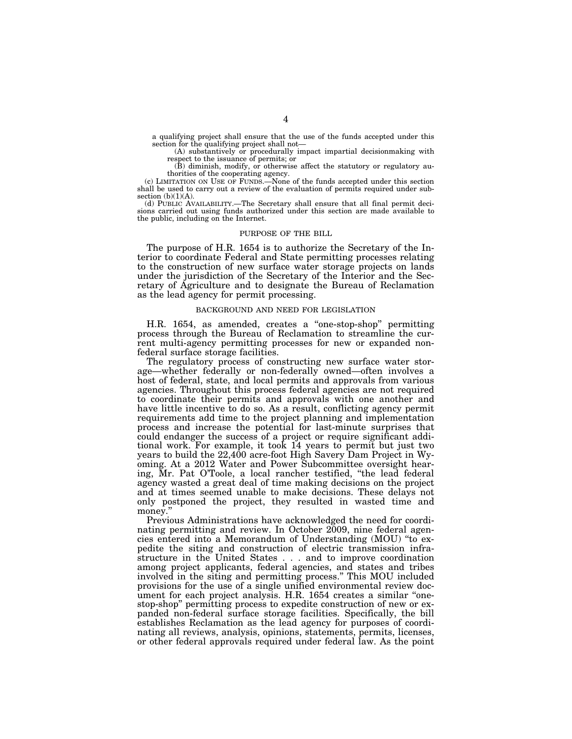a qualifying project shall ensure that the use of the funds accepted under this section for the qualifying project shall not—

(A) substantively or procedurally impact impartial decisionmaking with respect to the issuance of permits; or

(B) diminish, modify, or otherwise affect the statutory or regulatory authorities of the cooperating agency.

(c) LIMITATION ON USE OF FUNDS.—None of the funds accepted under this section shall be used to carry out a review of the evaluation of permits required under subsection (b)(1)(A).

(d) PUBLIC AVAILABILITY.—The Secretary shall ensure that all final permit decisions carried out using funds authorized under this section are made available to the public, including on the Internet.

## PURPOSE OF THE BILL

The purpose of H.R. 1654 is to authorize the Secretary of the Interior to coordinate Federal and State permitting processes relating to the construction of new surface water storage projects on lands under the jurisdiction of the Secretary of the Interior and the Secretary of Agriculture and to designate the Bureau of Reclamation as the lead agency for permit processing.

## BACKGROUND AND NEED FOR LEGISLATION

H.R. 1654, as amended, creates a "one-stop-shop" permitting process through the Bureau of Reclamation to streamline the current multi-agency permitting processes for new or expanded non-federal surface storage facilities.

The regulatory process of constructing new surface water storage—whether federally or non-federally owned—often involves a host of federal, state, and local permits and approvals from various agencies. Throughout this process federal agencies are not required to coordinate their permits and approvals with one another and have little incentive to do so. As a result, conflicting agency permit requirements add time to the project planning and implementation process and increase the potential for last-minute surprises that could endanger the success of a project or require significant additional work. For example, it took 14 years to permit but just two years to build the 22,400 acre-foot High Savery Dam Project in Wyoming. At a 2012 Water and Power Subcommittee oversight hearing, Mr. Pat O'Toole, a local rancher testified, "the lead federal agency wasted a great deal of time making decisions on the project and at times seemed unable to make decisions. These delays not only postponed the project, they resulted in wasted time and money."

Previous Administrations have acknowledged the need for coordinating permitting and review. In October 2009, nine federal agencies entered into a Memorandum of Understanding (MOU) "to expedite the siting and construction of electric transmission infrastructure in the United States . . . and to improve coordination among project applicants, federal agencies, and states and tribes involved in the siting and permitting process." This MOU included provisions for the use of a single unified environmental review document for each project analysis. H.R. 1654 creates a similar "one-stop-shop" permitting process to expedite construction of new or expanded non-federal surface storage facilities. Specifically, the bill establishes Reclamation as the lead agency for purposes of coordinating all reviews, analysis, opinions, statements, permits, licenses, or other federal approvals required under federal law. As the point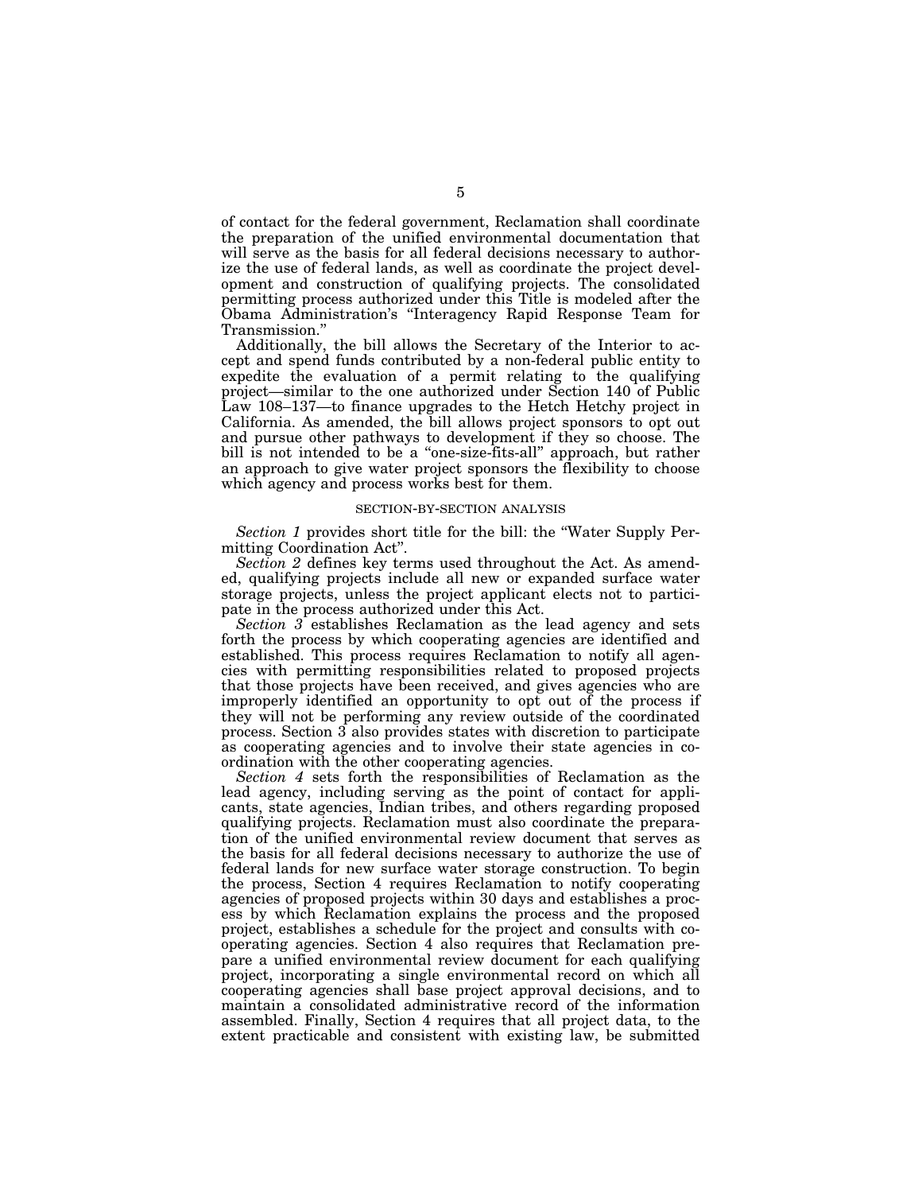of contact for the federal government, Reclamation shall coordinate the preparation of the unified environmental documentation that will serve as the basis for all federal decisions necessary to authorize the use of federal lands, as well as coordinate the project development and construction of qualifying projects. The consolidated permitting process authorized under this Title is modeled after the Obama Administration's "Interagency Rapid Response Team for Transmission."

Additionally, the bill allows the Secretary of the Interior to accept and spend funds contributed by a non-federal public entity to expedite the evaluation of a permit relating to the qualifying project—similar to the one authorized under Section 140 of Public Law 108–137—to finance upgrades to the Hetch Hetchy project in California. As amended, the bill allows project sponsors to opt out and pursue other pathways to development if they so choose. The bill is not intended to be a "one-size-fits-all" approach, but rather an approach to give water project sponsors the flexibility to choose which agency and process works best for them.

## SECTION-BY-SECTION ANALYSIS

*Section 1* provides short title for the bill: the "Water Supply Permitting Coordination Act".

*Section 2* defines key terms used throughout the Act. As amended, qualifying projects include all new or expanded surface water storage projects, unless the project applicant elects not to participate in the process authorized under this Act.

*Section 3* establishes Reclamation as the lead agency and sets forth the process by which cooperating agencies are identified and established. This process requires Reclamation to notify all agencies with permitting responsibilities related to proposed projects that those projects have been received, and gives agencies who are improperly identified an opportunity to opt out of the process if they will not be performing any review outside of the coordinated process. Section 3 also provides states with discretion to participate as cooperating agencies and to involve their state agencies in coordination with the other cooperating agencies.

*Section 4* sets forth the responsibilities of Reclamation as the lead agency, including serving as the point of contact for applicants, state agencies, Indian tribes, and others regarding proposed qualifying projects. Reclamation must also coordinate the preparation of the unified environmental review document that serves as the basis for all federal decisions necessary to authorize the use of federal lands for new surface water storage construction. To begin the process, Section 4 requires Reclamation to notify cooperating agencies of proposed projects within 30 days and establishes a process by which Reclamation explains the process and the proposed project, establishes a schedule for the project and consults with cooperating agencies. Section 4 also requires that Reclamation prepare a unified environmental review document for each qualifying project, incorporating a single environmental record on which all cooperating agencies shall base project approval decisions, and to maintain a consolidated administrative record of the information assembled. Finally, Section 4 requires that all project data, to the extent practicable and consistent with existing law, be submitted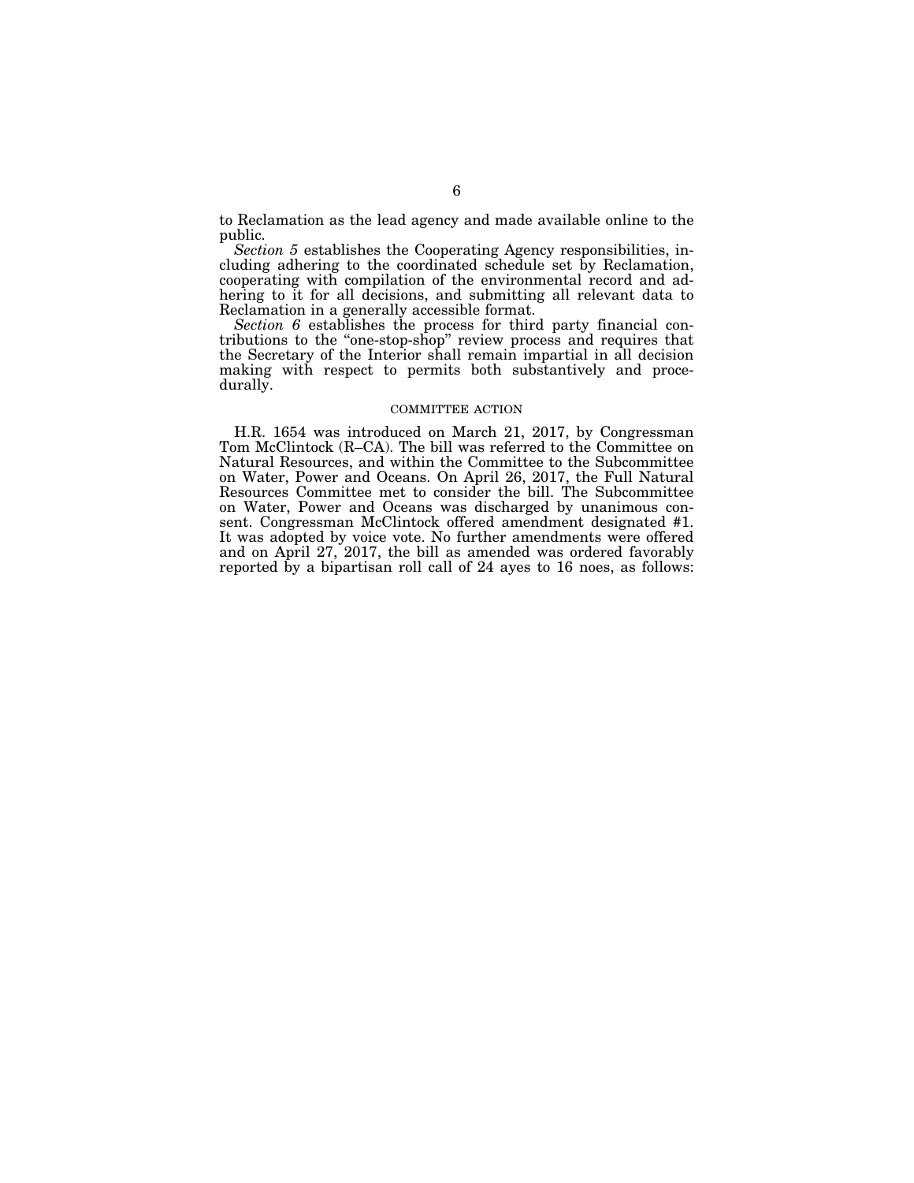to Reclamation as the lead agency and made available online to the public.

*Section 5* establishes the Cooperating Agency responsibilities, including adhering to the coordinated schedule set by Reclamation, cooperating with compilation of the environmental record and adhering to it for all decisions, and submitting all relevant data to Reclamation in a generally accessible format.

*Section 6* establishes the process for third party financial contributions to the "one-stop-shop" review process and requires that the Secretary of the Interior shall remain impartial in all decision making with respect to permits both substantively and procedurally.

## COMMITTEE ACTION

H.R. 1654 was introduced on March 21, 2017, by Congressman Tom McClintock (R–CA). The bill was referred to the Committee on Natural Resources, and within the Committee to the Subcommittee on Water, Power and Oceans. On April 26, 2017, the Full Natural Resources Committee met to consider the bill. The Subcommittee on Water, Power and Oceans was discharged by unanimous consent. Congressman McClintock offered amendment designated #1. It was adopted by voice vote. No further amendments were offered and on April 27, 2017, the bill as amended was ordered favorably reported by a bipartisan roll call of 24 ayes to 16 noes, as follows: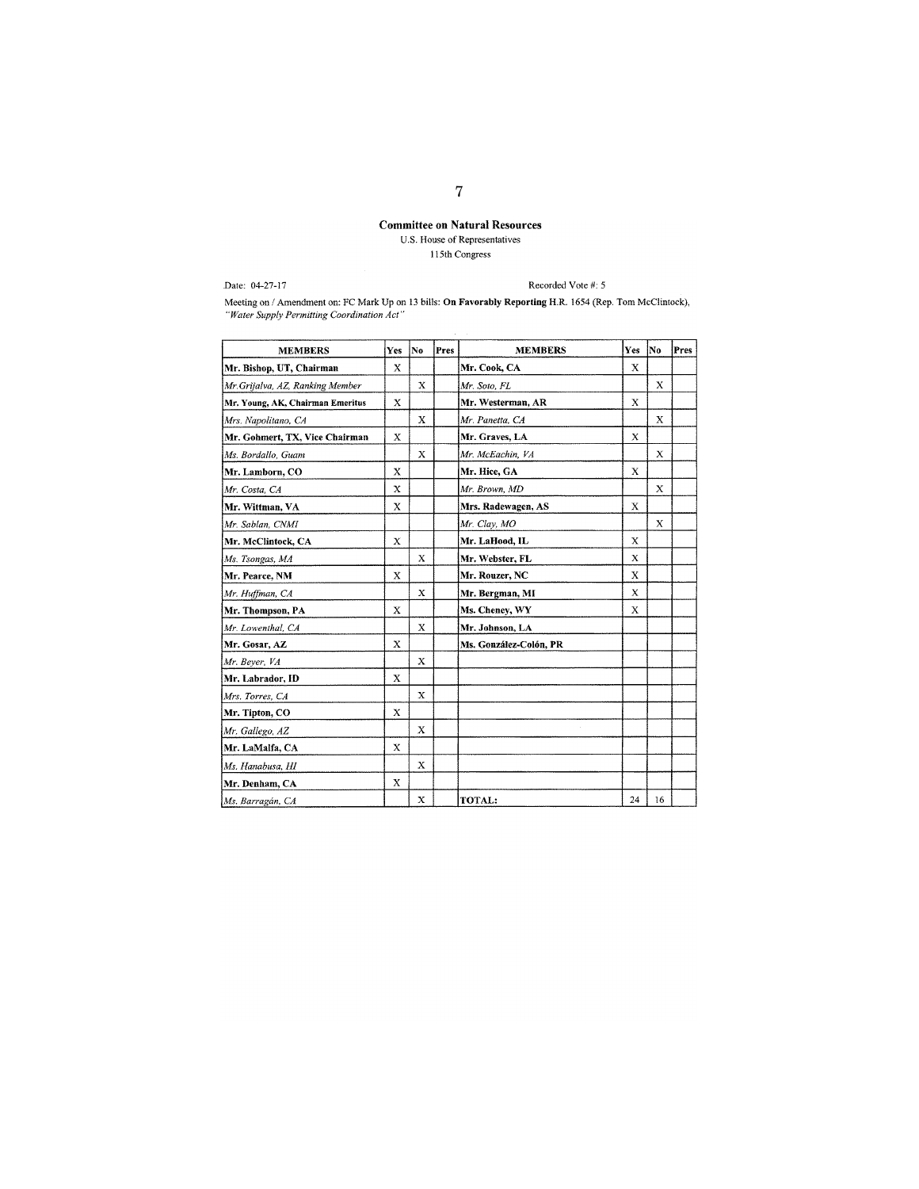**Committee on Natural Resources**

U.S. House of Representatives

115th Congress

Date: 04-27-17

Recorded Vote #: 5

Meeting on / Amendment on: FC Mark Up on 13 bills: **On Favorably Reporting** H.R. 1654 (Rep. Tom McClintock), *"Water Supply Permitting Coordination Act"*

| MEMBERS | Yes | No | Pres | MEMBERS | Yes | No | Pres |
|---|---|---|---|---|---|---|---|
| **Mr. Bishop, UT, Chairman** | X | | | **Mr. Cook, CA** | X | | |
| *Mr. Grijalva, AZ, Ranking Member* | | X | | *Mr. Soto, FL* | | X | |
| **Mr. Young, AK, Chairman Emeritus** | X | | | **Mr. Westerman, AR** | X | | |
| *Mrs. Napolitano, CA* | | X | | *Mr. Panetta, CA* | | X | |
| **Mr. Gohmert, TX, Vice Chairman** | X | | | **Mr. Graves, LA** | X | | |
| *Ms. Bordallo, Guam* | | X | | *Mr. McEachin, VA* | | X | |
| **Mr. Lamborn, CO** | X | | | **Mr. Hice, GA** | X | | |
| *Mr. Costa, CA* | X | | | *Mr. Brown, MD* | | X | |
| **Mr. Wittman, VA** | X | | | **Mrs. Radewagen, AS** | X | | |
| *Mr. Sablan, CNMI* | | | | *Mr. Clay, MO* | | X | |
| **Mr. McClintock, CA** | X | | | **Mr. LaHood, IL** | X | | |
| *Ms. Tsongas, MA* | | X | | **Mr. Webster, FL** | X | | |
| **Mr. Pearce, NM** | X | | | **Mr. Rouzer, NC** | X | | |
| *Mr. Huffman, CA* | | X | | **Mr. Bergman, MI** | X | | |
| **Mr. Thompson, PA** | X | | | **Ms. Cheney, WY** | X | | |
| *Mr. Lowenthal, CA* | | X | | **Mr. Johnson, LA** | | | |
| **Mr. Gosar, AZ** | X | | | **Ms. González-Colón, PR** | | | |
| *Mr. Beyer, VA* | | X | | | | | |
| **Mr. Labrador, ID** | X | | | | | | |
| *Mrs. Torres, CA* | | X | | | | | |
| **Mr. Tipton, CO** | X | | | | | | |
| *Mr. Gallego, AZ* | | X | | | | | |
| **Mr. LaMalfa, CA** | X | | | | | | |
| *Ms. Hanabusa, HI* | | X | | | | | |
| **Mr. Denham, CA** | X | | | | | | |
| *Ms. Barragán, CA* | | X | | **TOTAL:** | 24 | 16 | |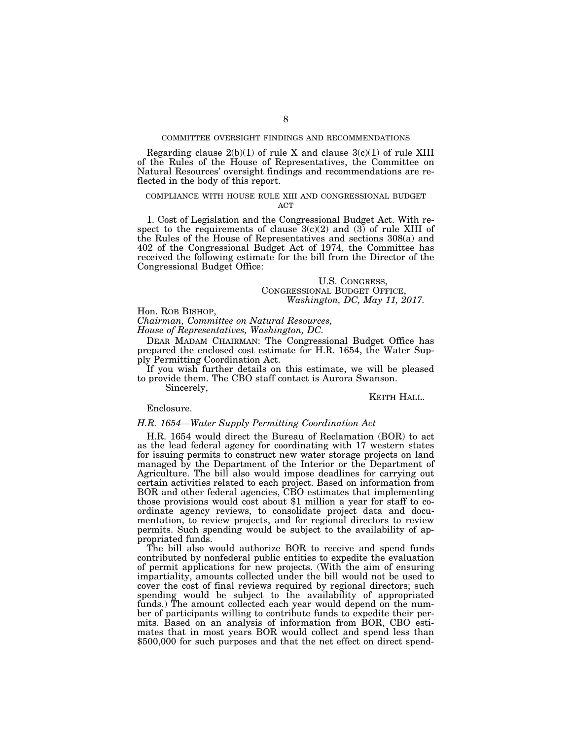## COMMITTEE OVERSIGHT FINDINGS AND RECOMMENDATIONS

Regarding clause 2(b)(1) of rule X and clause 3(c)(1) of rule XIII of the Rules of the House of Representatives, the Committee on Natural Resources' oversight findings and recommendations are reflected in the body of this report.

## COMPLIANCE WITH HOUSE RULE XIII AND CONGRESSIONAL BUDGET ACT

1. Cost of Legislation and the Congressional Budget Act. With respect to the requirements of clause 3(c)(2) and (3) of rule XIII of the Rules of the House of Representatives and sections 308(a) and 402 of the Congressional Budget Act of 1974, the Committee has received the following estimate for the bill from the Director of the Congressional Budget Office:

U.S. CONGRESS,
CONGRESSIONAL BUDGET OFFICE,
*Washington, DC, May 11, 2017.*

Hon. ROB BISHOP,
*Chairman, Committee on Natural Resources,*
*House of Representatives, Washington, DC.*

DEAR MADAM CHAIRMAN: The Congressional Budget Office has prepared the enclosed cost estimate for H.R. 1654, the Water Supply Permitting Coordination Act.

If you wish further details on this estimate, we will be pleased to provide them. The CBO staff contact is Aurora Swanson.

Sincerely,

KEITH HALL.

Enclosure.

*H.R. 1654—Water Supply Permitting Coordination Act*

H.R. 1654 would direct the Bureau of Reclamation (BOR) to act as the lead federal agency for coordinating with 17 western states for issuing permits to construct new water storage projects on land managed by the Department of the Interior or the Department of Agriculture. The bill also would impose deadlines for carrying out certain activities related to each project. Based on information from BOR and other federal agencies, CBO estimates that implementing those provisions would cost about $1 million a year for staff to coordinate agency reviews, to consolidate project data and documentation, to review projects, and for regional directors to review permits. Such spending would be subject to the availability of appropriated funds.

The bill also would authorize BOR to receive and spend funds contributed by nonfederal public entities to expedite the evaluation of permit applications for new projects. (With the aim of ensuring impartiality, amounts collected under the bill would not be used to cover the cost of final reviews required by regional directors; such spending would be subject to the availability of appropriated funds.) The amount collected each year would depend on the number of participants willing to contribute funds to expedite their permits. Based on an analysis of information from BOR, CBO estimates that in most years BOR would collect and spend less than $500,000 for such purposes and that the net effect on direct spend-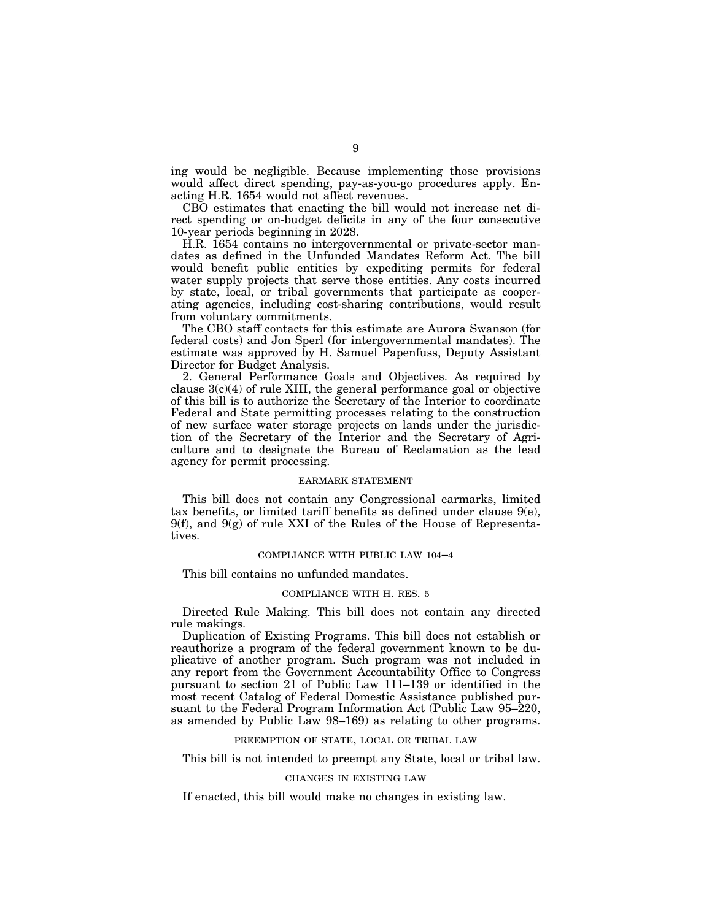ing would be negligible. Because implementing those provisions would affect direct spending, pay-as-you-go procedures apply. Enacting H.R. 1654 would not affect revenues.

CBO estimates that enacting the bill would not increase net direct spending or on-budget deficits in any of the four consecutive 10-year periods beginning in 2028.

H.R. 1654 contains no intergovernmental or private-sector mandates as defined in the Unfunded Mandates Reform Act. The bill would benefit public entities by expediting permits for federal water supply projects that serve those entities. Any costs incurred by state, local, or tribal governments that participate as cooperating agencies, including cost-sharing contributions, would result from voluntary commitments.

The CBO staff contacts for this estimate are Aurora Swanson (for federal costs) and Jon Sperl (for intergovernmental mandates). The estimate was approved by H. Samuel Papenfuss, Deputy Assistant Director for Budget Analysis.

2. General Performance Goals and Objectives. As required by clause 3(c)(4) of rule XIII, the general performance goal or objective of this bill is to authorize the Secretary of the Interior to coordinate Federal and State permitting processes relating to the construction of new surface water storage projects on lands under the jurisdiction of the Secretary of the Interior and the Secretary of Agriculture and to designate the Bureau of Reclamation as the lead agency for permit processing.

### EARMARK STATEMENT

This bill does not contain any Congressional earmarks, limited tax benefits, or limited tariff benefits as defined under clause 9(e), 9(f), and 9(g) of rule XXI of the Rules of the House of Representatives.

### COMPLIANCE WITH PUBLIC LAW 104–4

This bill contains no unfunded mandates.

### COMPLIANCE WITH H. RES. 5

Directed Rule Making. This bill does not contain any directed rule makings.

Duplication of Existing Programs. This bill does not establish or reauthorize a program of the federal government known to be duplicative of another program. Such program was not included in any report from the Government Accountability Office to Congress pursuant to section 21 of Public Law 111–139 or identified in the most recent Catalog of Federal Domestic Assistance published pursuant to the Federal Program Information Act (Public Law 95–220, as amended by Public Law 98–169) as relating to other programs.

### PREEMPTION OF STATE, LOCAL OR TRIBAL LAW

This bill is not intended to preempt any State, local or tribal law.

### CHANGES IN EXISTING LAW

If enacted, this bill would make no changes in existing law.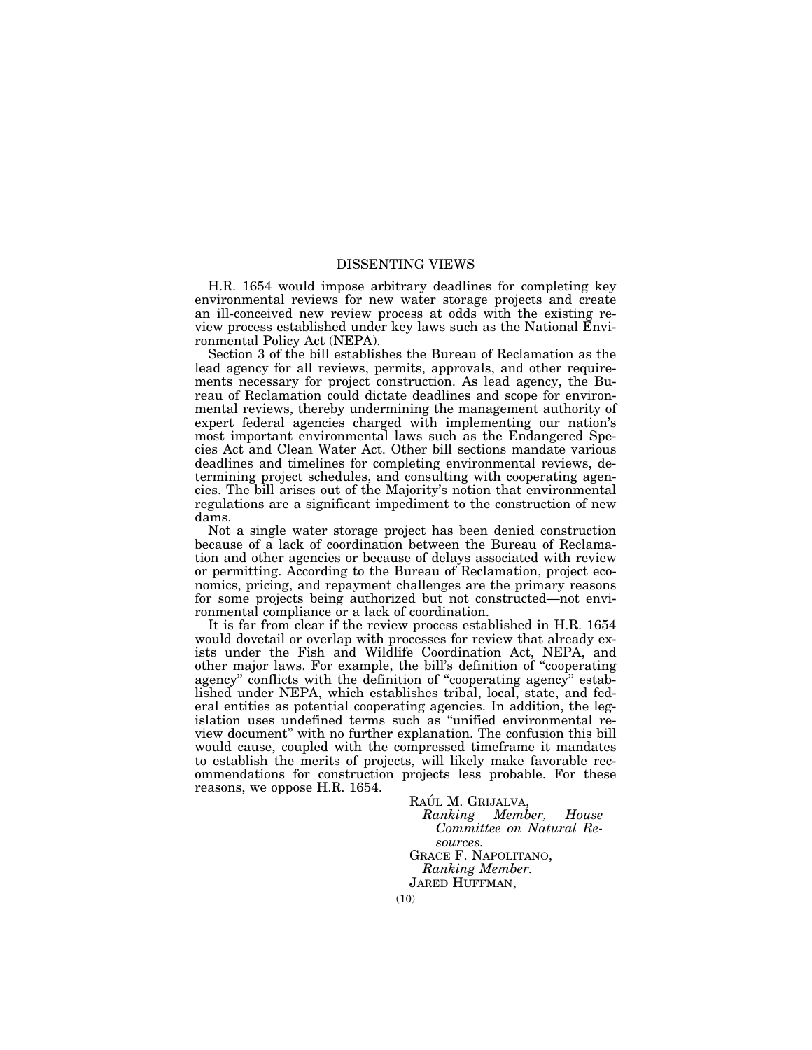## DISSENTING VIEWS

H.R. 1654 would impose arbitrary deadlines for completing key environmental reviews for new water storage projects and create an ill-conceived new review process at odds with the existing review process established under key laws such as the National Environmental Policy Act (NEPA).

Section 3 of the bill establishes the Bureau of Reclamation as the lead agency for all reviews, permits, approvals, and other requirements necessary for project construction. As lead agency, the Bureau of Reclamation could dictate deadlines and scope for environmental reviews, thereby undermining the management authority of expert federal agencies charged with implementing our nation's most important environmental laws such as the Endangered Species Act and Clean Water Act. Other bill sections mandate various deadlines and timelines for completing environmental reviews, determining project schedules, and consulting with cooperating agencies. The bill arises out of the Majority's notion that environmental regulations are a significant impediment to the construction of new dams.

Not a single water storage project has been denied construction because of a lack of coordination between the Bureau of Reclamation and other agencies or because of delays associated with review or permitting. According to the Bureau of Reclamation, project economics, pricing, and repayment challenges are the primary reasons for some projects being authorized but not constructed—not environmental compliance or a lack of coordination.

It is far from clear if the review process established in H.R. 1654 would dovetail or overlap with processes for review that already exists under the Fish and Wildlife Coordination Act, NEPA, and other major laws. For example, the bill's definition of "cooperating agency" conflicts with the definition of "cooperating agency" established under NEPA, which establishes tribal, local, state, and federal entities as potential cooperating agencies. In addition, the legislation uses undefined terms such as "unified environmental review document" with no further explanation. The confusion this bill would cause, coupled with the compressed timeframe it mandates to establish the merits of projects, will likely make favorable recommendations for construction projects less probable. For these reasons, we oppose H.R. 1654.

RAÚL M. GRIJALVA,
*Ranking Member, House Committee on Natural Resources.*
GRACE F. NAPOLITANO,
*Ranking Member.*
JARED HUFFMAN,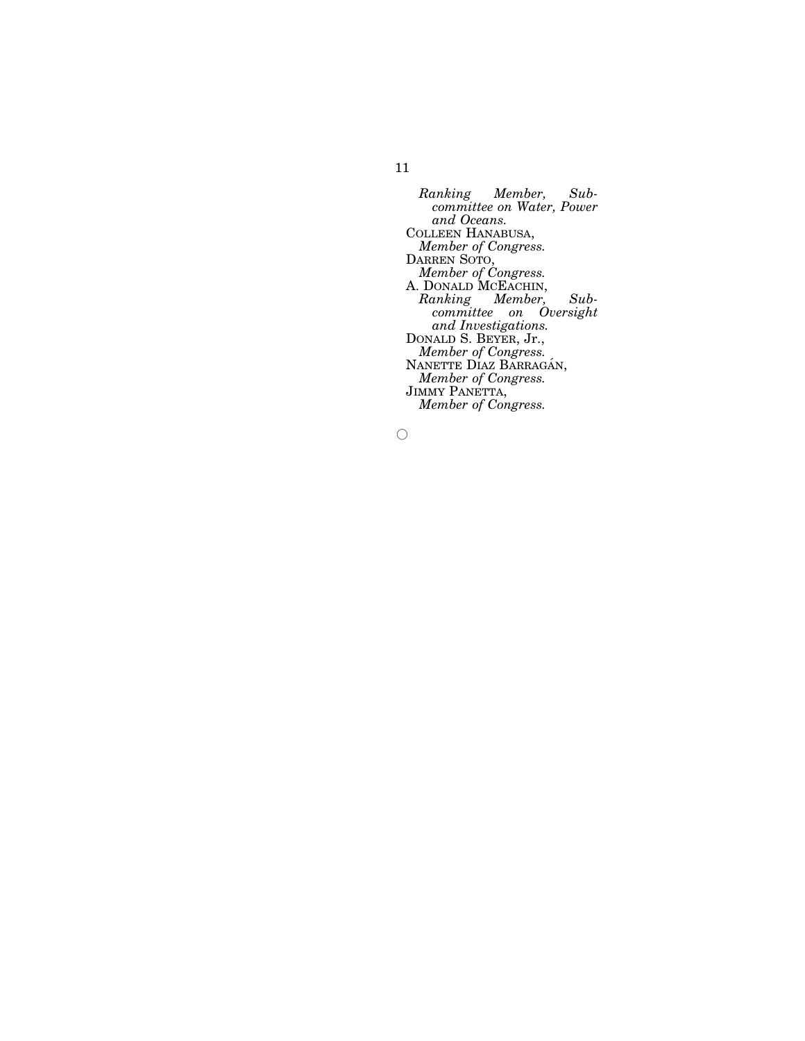*Ranking Member, Subcommittee on Water, Power and Oceans.*

COLLEEN HANABUSA,
*Member of Congress.*

DARREN SOTO,
*Member of Congress.*

A. DONALD MCEACHIN,
*Ranking Member, Subcommittee on Oversight and Investigations.*

DONALD S. BEYER, Jr.,
*Member of Congress.*

NANETTE DIAZ BARRAGÁN,
*Member of Congress.*

JIMMY PANETTA,
*Member of Congress.*

○